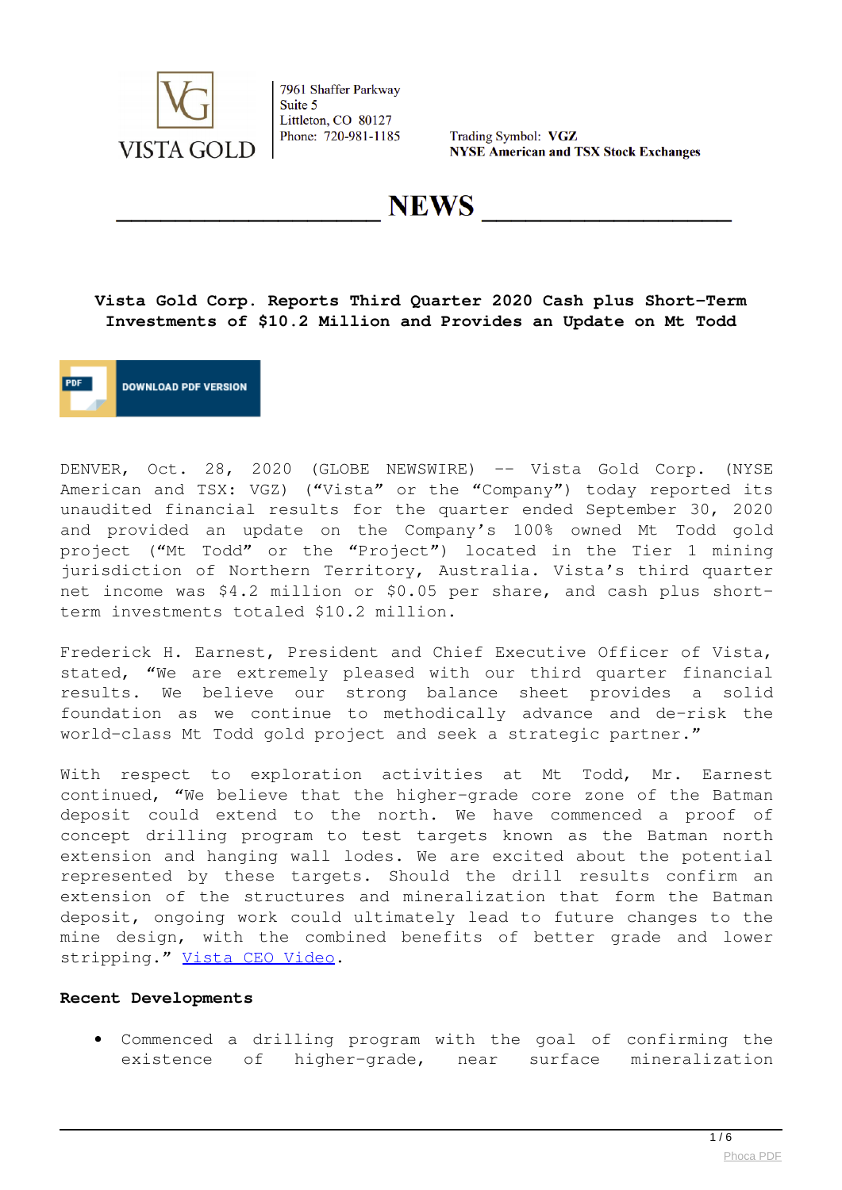VISTA GOLD

7961 Shaffer Parkway
Suite 5
Littleton, CO 80127
Phone: 720-981-1185

Trading Symbol: **VGZ**
**NYSE American and TSX Stock Exchanges**

# NEWS

## Vista Gold Corp. Reports Third Quarter 2020 Cash plus Short-Term Investments of $10.2 Million and Provides an Update on Mt Todd

DOWNLOAD PDF VERSION

DENVER, Oct. 28, 2020 (GLOBE NEWSWIRE) -- Vista Gold Corp. (NYSE American and TSX: VGZ) ("Vista" or the "Company") today reported its unaudited financial results for the quarter ended September 30, 2020 and provided an update on the Company's 100% owned Mt Todd gold project ("Mt Todd" or the "Project") located in the Tier 1 mining jurisdiction of Northern Territory, Australia. Vista's third quarter net income was $4.2 million or $0.05 per share, and cash plus short-term investments totaled $10.2 million.

Frederick H. Earnest, President and Chief Executive Officer of Vista, stated, "We are extremely pleased with our third quarter financial results. We believe our strong balance sheet provides a solid foundation as we continue to methodically advance and de-risk the world-class Mt Todd gold project and seek a strategic partner."

With respect to exploration activities at Mt Todd, Mr. Earnest continued, "We believe that the higher-grade core zone of the Batman deposit could extend to the north. We have commenced a proof of concept drilling program to test targets known as the Batman north extension and hanging wall lodes. We are excited about the potential represented by these targets. Should the drill results confirm an extension of the structures and mineralization that form the Batman deposit, ongoing work could ultimately lead to future changes to the mine design, with the combined benefits of better grade and lower stripping." [Vista CEO Video](Vista CEO Video).

**Recent Developments**

- Commenced a drilling program with the goal of confirming the existence of higher-grade, near surface mineralization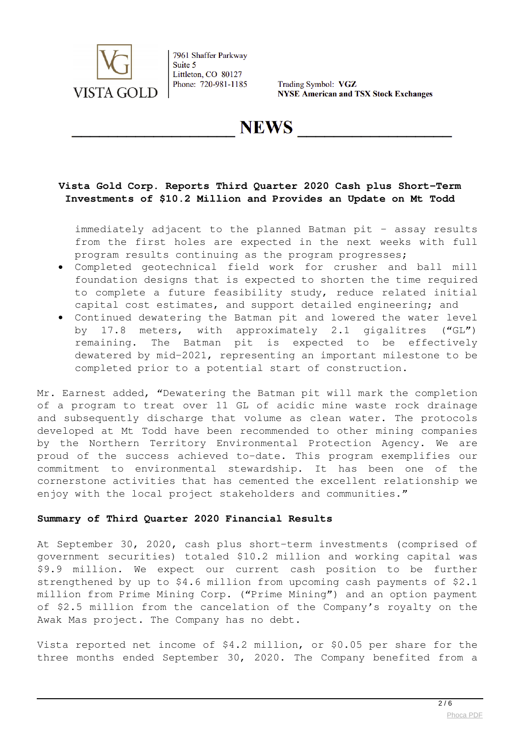immediately adjacent to the planned Batman pit – assay results from the first holes are expected in the next weeks with full program results continuing as the program progresses;
- Completed geotechnical field work for crusher and ball mill foundation designs that is expected to shorten the time required to complete a future feasibility study, reduce related initial capital cost estimates, and support detailed engineering; and
- Continued dewatering the Batman pit and lowered the water level by 17.8 meters, with approximately 2.1 gigalitres ("GL") remaining. The Batman pit is expected to be effectively dewatered by mid-2021, representing an important milestone to be completed prior to a potential start of construction.

Mr. Earnest added, "Dewatering the Batman pit will mark the completion of a program to treat over 11 GL of acidic mine waste rock drainage and subsequently discharge that volume as clean water. The protocols developed at Mt Todd have been recommended to other mining companies by the Northern Territory Environmental Protection Agency. We are proud of the success achieved to-date. This program exemplifies our commitment to environmental stewardship. It has been one of the cornerstone activities that has cemented the excellent relationship we enjoy with the local project stakeholders and communities."

**Summary of Third Quarter 2020 Financial Results**

At September 30, 2020, cash plus short-term investments (comprised of government securities) totaled $10.2 million and working capital was $9.9 million. We expect our current cash position to be further strengthened by up to $4.6 million from upcoming cash payments of $2.1 million from Prime Mining Corp. ("Prime Mining") and an option payment of $2.5 million from the cancelation of the Company's royalty on the Awak Mas project. The Company has no debt.

Vista reported net income of $4.2 million, or $0.05 per share for the three months ended September 30, 2020. The Company benefited from a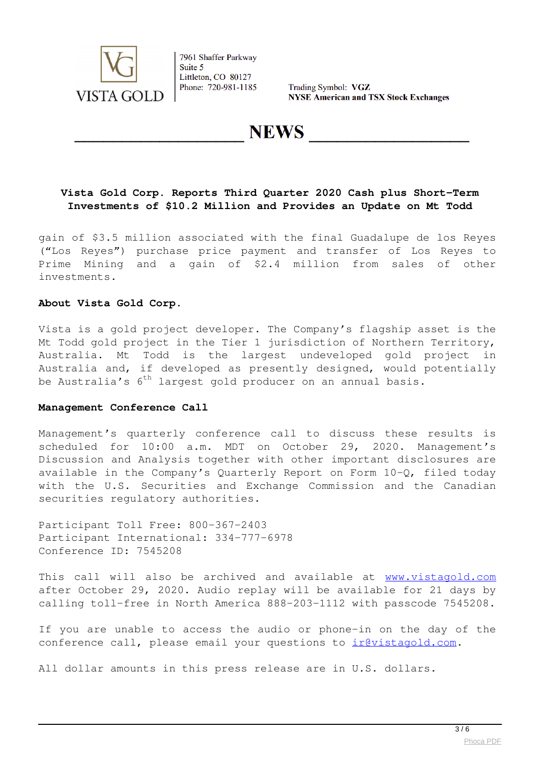# Vista Gold Corp. Reports Third Quarter 2020 Cash plus Short-Term Investments of $10.2 Million and Provides an Update on Mt Todd

gain of $3.5 million associated with the final Guadalupe de los Reyes ("Los Reyes") purchase price payment and transfer of Los Reyes to Prime Mining and a gain of $2.4 million from sales of other investments.

**About Vista Gold Corp.**

Vista is a gold project developer. The Company's flagship asset is the Mt Todd gold project in the Tier 1 jurisdiction of Northern Territory, Australia. Mt Todd is the largest undeveloped gold project in Australia and, if developed as presently designed, would potentially be Australia's 6th largest gold producer on an annual basis.

**Management Conference Call**

Management's quarterly conference call to discuss these results is scheduled for 10:00 a.m. MDT on October 29, 2020. Management's Discussion and Analysis together with other important disclosures are available in the Company's Quarterly Report on Form 10-Q, filed today with the U.S. Securities and Exchange Commission and the Canadian securities regulatory authorities.

Participant Toll Free: 800-367-2403
Participant International: 334-777-6978
Conference ID: 7545208

This call will also be archived and available at www.vistagold.com after October 29, 2020. Audio replay will be available for 21 days by calling toll-free in North America 888-203-1112 with passcode 7545208.

If you are unable to access the audio or phone-in on the day of the conference call, please email your questions to ir@vistagold.com.

All dollar amounts in this press release are in U.S. dollars.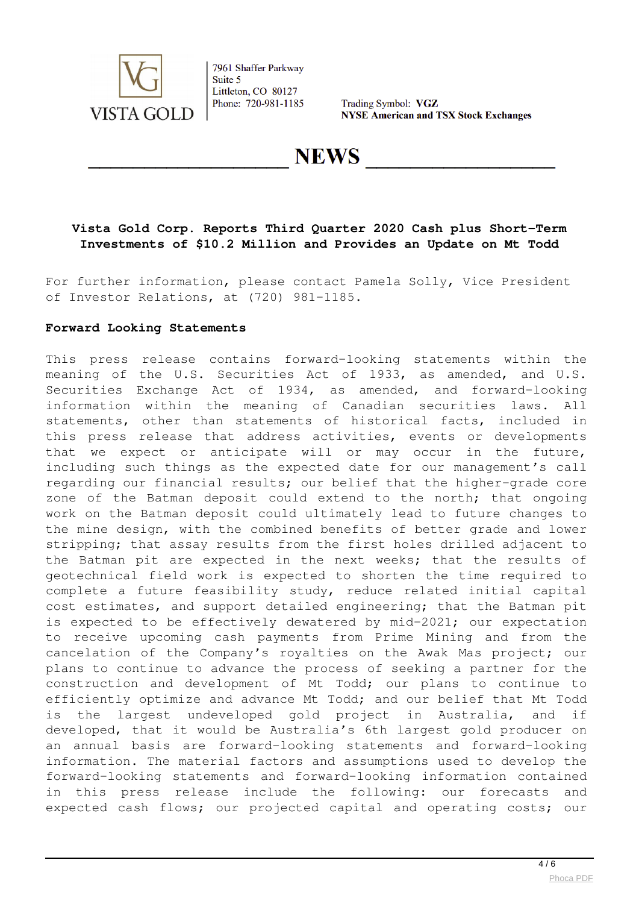VISTA GOLD

7961 Shaffer Parkway
Suite 5
Littleton, CO 80127
Phone: 720-981-1185

Trading Symbol: **VGZ**
**NYSE American and TSX Stock Exchanges**

# NEWS

**Vista Gold Corp. Reports Third Quarter 2020 Cash plus Short-Term Investments of $10.2 Million and Provides an Update on Mt Todd**

For further information, please contact Pamela Solly, Vice President of Investor Relations, at (720) 981-1185.

**Forward Looking Statements**

This press release contains forward-looking statements within the meaning of the U.S. Securities Act of 1933, as amended, and U.S. Securities Exchange Act of 1934, as amended, and forward-looking information within the meaning of Canadian securities laws. All statements, other than statements of historical facts, included in this press release that address activities, events or developments that we expect or anticipate will or may occur in the future, including such things as the expected date for our management's call regarding our financial results; our belief that the higher-grade core zone of the Batman deposit could extend to the north; that ongoing work on the Batman deposit could ultimately lead to future changes to the mine design, with the combined benefits of better grade and lower stripping; that assay results from the first holes drilled adjacent to the Batman pit are expected in the next weeks; that the results of geotechnical field work is expected to shorten the time required to complete a future feasibility study, reduce related initial capital cost estimates, and support detailed engineering; that the Batman pit is expected to be effectively dewatered by mid-2021; our expectation to receive upcoming cash payments from Prime Mining and from the cancelation of the Company's royalties on the Awak Mas project; our plans to continue to advance the process of seeking a partner for the construction and development of Mt Todd; our plans to continue to efficiently optimize and advance Mt Todd; and our belief that Mt Todd is the largest undeveloped gold project in Australia, and if developed, that it would be Australia's 6th largest gold producer on an annual basis are forward-looking statements and forward-looking information. The material factors and assumptions used to develop the forward-looking statements and forward-looking information contained in this press release include the following: our forecasts and expected cash flows; our projected capital and operating costs; our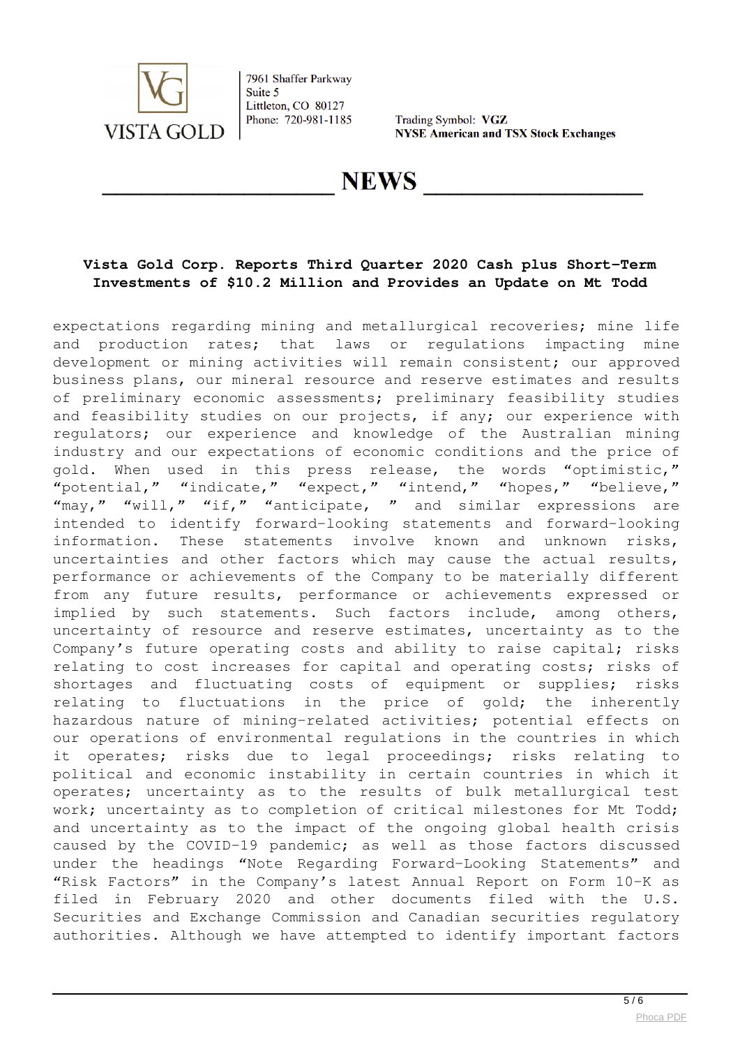# Vista Gold Corp. Reports Third Quarter 2020 Cash plus Short-Term Investments of $10.2 Million and Provides an Update on Mt Todd

expectations regarding mining and metallurgical recoveries; mine life and production rates; that laws or regulations impacting mine development or mining activities will remain consistent; our approved business plans, our mineral resource and reserve estimates and results of preliminary economic assessments; preliminary feasibility studies and feasibility studies on our projects, if any; our experience with regulators; our experience and knowledge of the Australian mining industry and our expectations of economic conditions and the price of gold. When used in this press release, the words "optimistic," "potential," "indicate," "expect," "intend," "hopes," "believe," "may," "will," "if," "anticipate, " and similar expressions are intended to identify forward-looking statements and forward-looking information. These statements involve known and unknown risks, uncertainties and other factors which may cause the actual results, performance or achievements of the Company to be materially different from any future results, performance or achievements expressed or implied by such statements. Such factors include, among others, uncertainty of resource and reserve estimates, uncertainty as to the Company's future operating costs and ability to raise capital; risks relating to cost increases for capital and operating costs; risks of shortages and fluctuating costs of equipment or supplies; risks relating to fluctuations in the price of gold; the inherently hazardous nature of mining-related activities; potential effects on our operations of environmental regulations in the countries in which it operates; risks due to legal proceedings; risks relating to political and economic instability in certain countries in which it operates; uncertainty as to the results of bulk metallurgical test work; uncertainty as to completion of critical milestones for Mt Todd; and uncertainty as to the impact of the ongoing global health crisis caused by the COVID-19 pandemic; as well as those factors discussed under the headings "Note Regarding Forward-Looking Statements" and "Risk Factors" in the Company's latest Annual Report on Form 10-K as filed in February 2020 and other documents filed with the U.S. Securities and Exchange Commission and Canadian securities regulatory authorities. Although we have attempted to identify important factors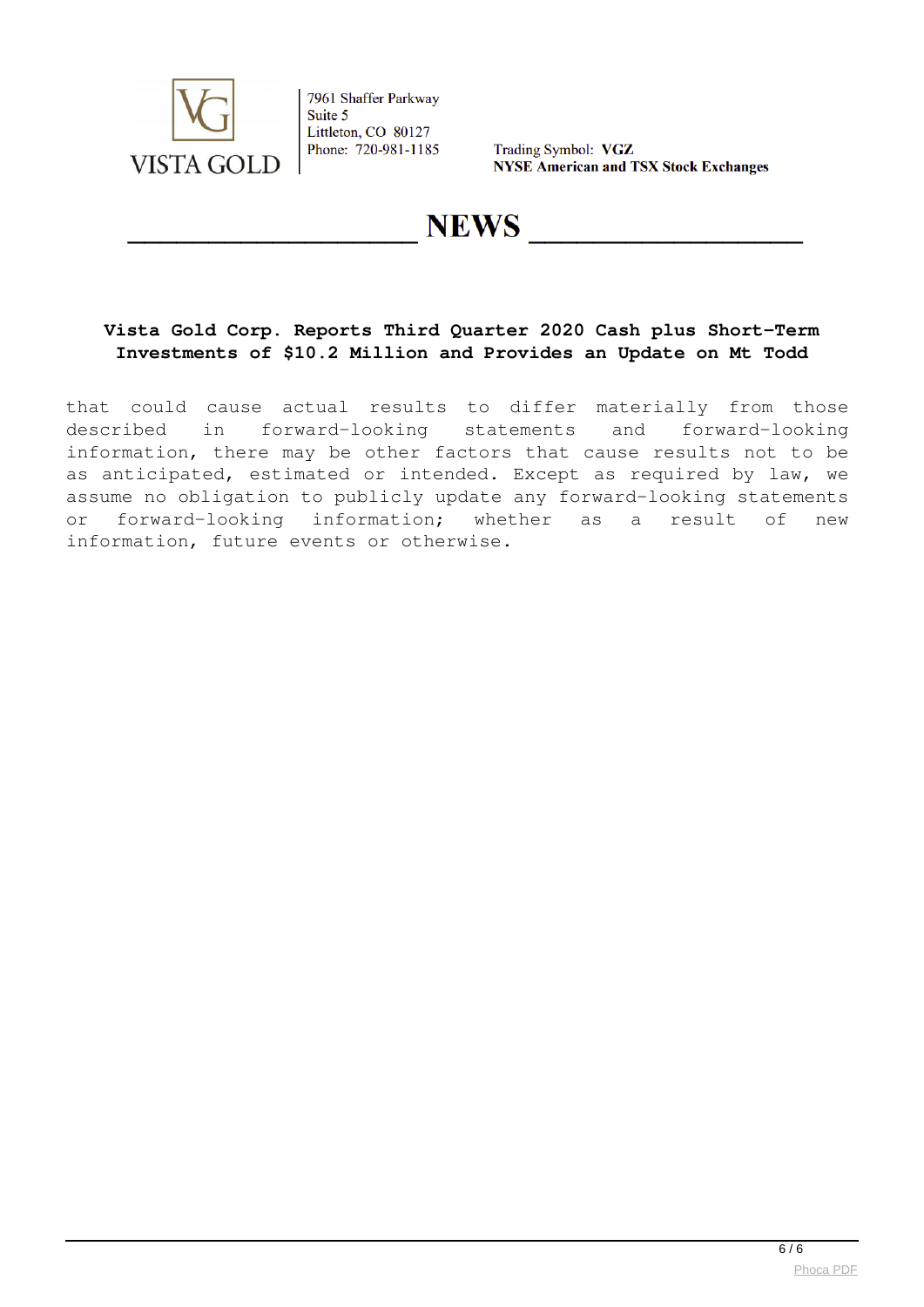that could cause actual results to differ materially from those described in forward-looking statements and forward-looking information, there may be other factors that cause results not to be as anticipated, estimated or intended. Except as required by law, we assume no obligation to publicly update any forward-looking statements or forward-looking information; whether as a result of new information, future events or otherwise.